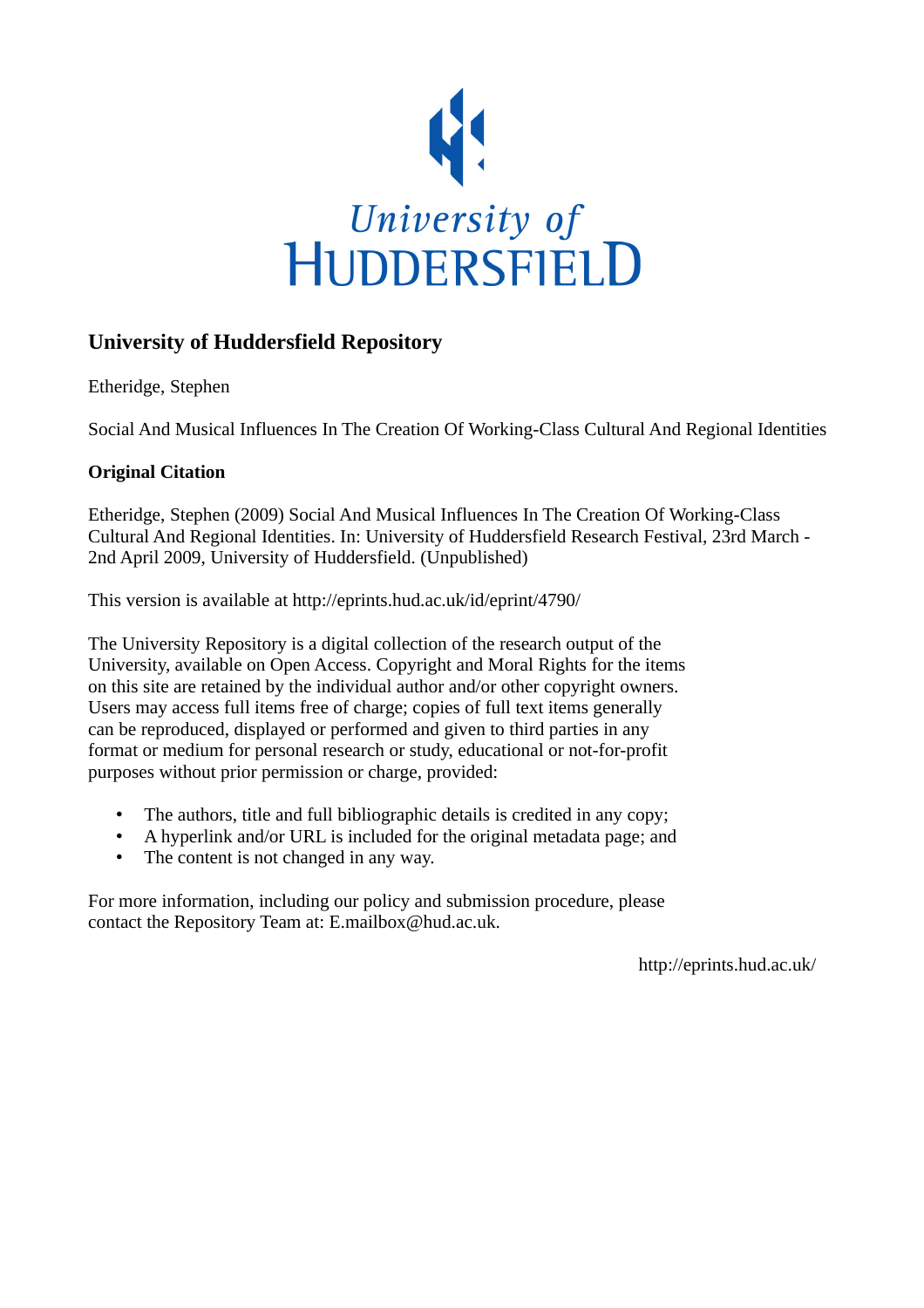University of HUDDERSFIELD

## University of Huddersfield Repository

Etheridge, Stephen

Social And Musical Influences In The Creation Of Working-Class Cultural And Regional Identities

### Original Citation

Etheridge, Stephen (2009) Social And Musical Influences In The Creation Of Working-Class Cultural And Regional Identities. In: University of Huddersfield Research Festival, 23rd March - 2nd April 2009, University of Huddersfield. (Unpublished)

This version is available at http://eprints.hud.ac.uk/id/eprint/4790/

The University Repository is a digital collection of the research output of the University, available on Open Access. Copyright and Moral Rights for the items on this site are retained by the individual author and/or other copyright owners. Users may access full items free of charge; copies of full text items generally can be reproduced, displayed or performed and given to third parties in any format or medium for personal research or study, educational or not-for-profit purposes without prior permission or charge, provided:

- The authors, title and full bibliographic details is credited in any copy;
- A hyperlink and/or URL is included for the original metadata page; and
- The content is not changed in any way.

For more information, including our policy and submission procedure, please contact the Repository Team at: E.mailbox@hud.ac.uk.

http://eprints.hud.ac.uk/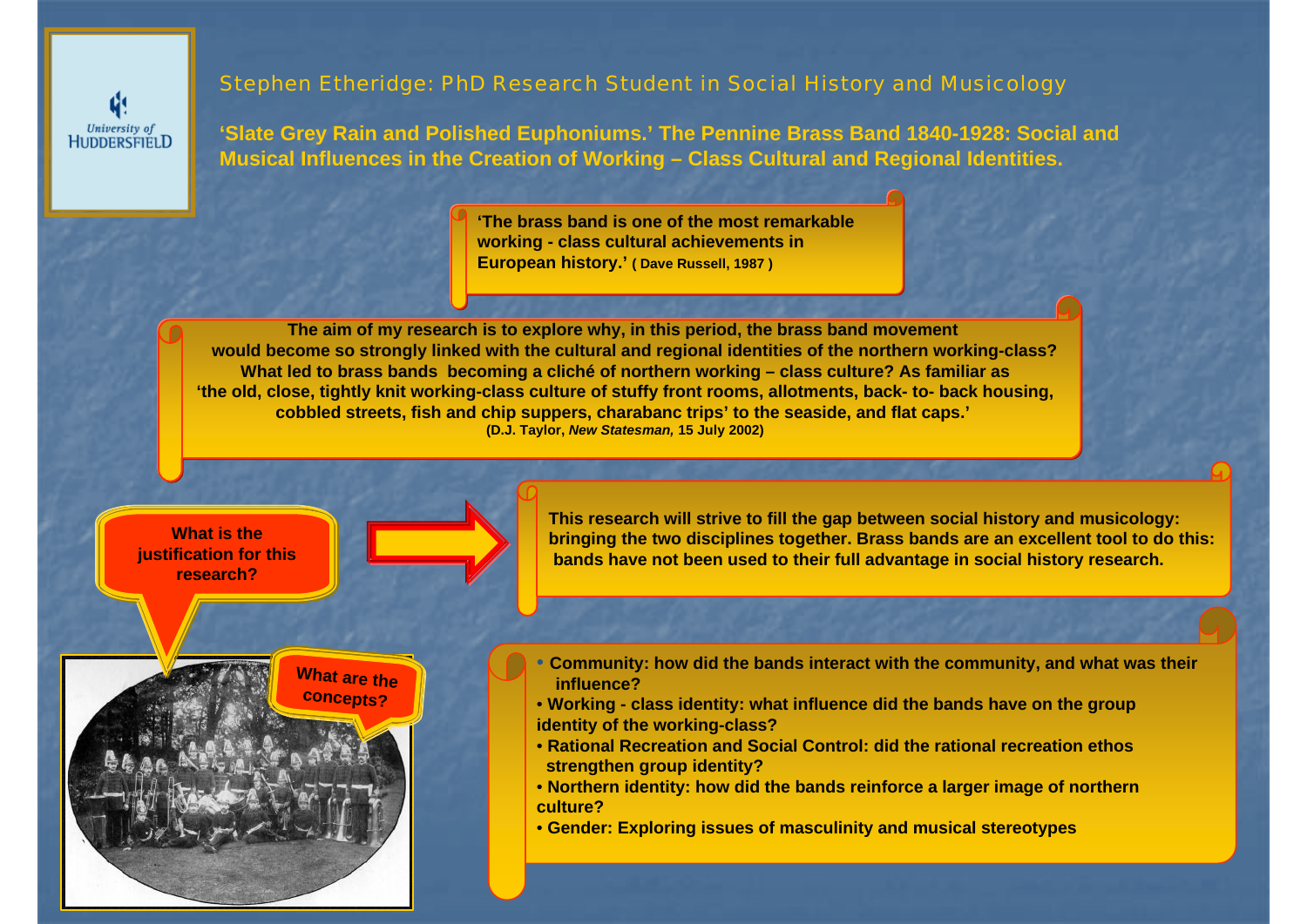University of Huddersfield

Stephen Etheridge: PhD Research Student in Social History and Musicology

# 'Slate Grey Rain and Polished Euphoniums.' The Pennine Brass Band 1840-1928: Social and Musical Influences in the Creation of Working – Class Cultural and Regional Identities.

**'The brass band is one of the most remarkable working - class cultural achievements in European history.'** (Dave Russell, 1987 )

**The aim of my research is to explore why, in this period, the brass band movement would become so strongly linked with the cultural and regional identities of the northern working-class? What led to brass bands becoming a cliché of northern working – class culture? As familiar as 'the old, close, tightly knit working-class culture of stuffy front rooms, allotments, back- to- back housing, cobbled streets, fish and chip suppers, charabanc trips' to the seaside, and flat caps.'**
(D.J. Taylor, *New Statesman,* 15 July 2002)

**What is the justification for this research?**

**This research will strive to fill the gap between social history and musicology: bringing the two disciplines together. Brass bands are an excellent tool to do this: bands have not been used to their full advantage in social history research.**

**What are the concepts?**

- **Community: how did the bands interact with the community, and what was their influence?**
- **Working - class identity: what influence did the bands have on the group identity of the working-class?**
- **Rational Recreation and Social Control: did the rational recreation ethos strengthen group identity?**
- **Northern identity: how did the bands reinforce a larger image of northern culture?**
- **Gender: Exploring issues of masculinity and musical stereotypes**